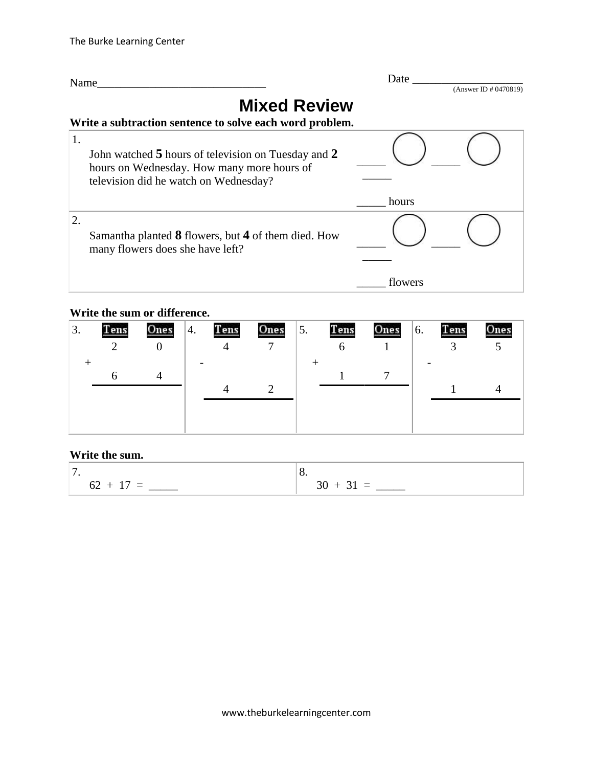Name_____________________________ Date ___________________

(Answer ID # 0470819)

# Mixed Review

**Write a subtraction sentence to solve each word problem.**

| | |
|---|---|
| 1. John watched **5** hours of television on Tuesday and **2** hours on Wednesday. How many more hours of television did he watch on Wednesday? | _____ ◯ _____ ◯ _____<br><br>_____ hours |
| 2. Samantha planted **8** flowers, but **4** of them died. How many flowers does she have left? | _____ ◯ _____ ◯ _____<br><br>_____ flowers |

**Write the sum or difference.**

3.

| | Tens | Ones |
|---|---|---|
| | 2 | 0 |
| + | 6 | 4 |

4.

| | Tens | Ones |
|---|---|---|
| | 4 | 7 |
| - | 4 | 2 |

5.

| | Tens | Ones |
|---|---|---|
| | 6 | 1 |
| + | 1 | 7 |

6.

| | Tens | Ones |
|---|---|---|
| | 3 | 5 |
| - | 1 | 4 |

**Write the sum.**

| | |
|---|---|
| 7. 62 + 17 = _____ | 8. 30 + 31 = _____ |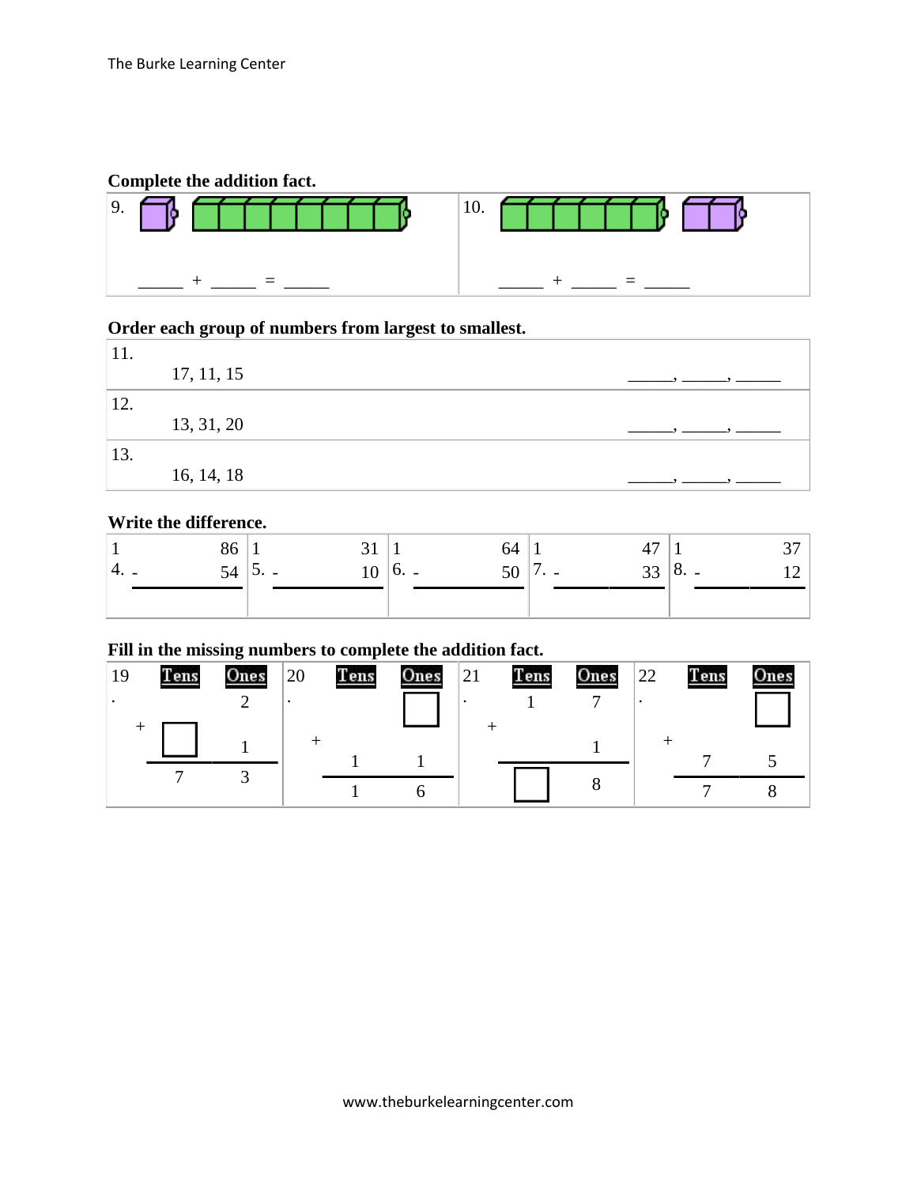**Complete the addition fact.**

| 9. | 10. |
|---|---|
| \_\_\_\_\_ + \_\_\_\_\_ = \_\_\_\_\_ | \_\_\_\_\_ + \_\_\_\_\_ = \_\_\_\_\_ |

**Order each group of numbers from largest to smallest.**

| | | |
|---|---|---|
| 11. | 17, 11, 15 | \_\_\_\_\_, \_\_\_\_\_, \_\_\_\_\_ |
| 12. | 13, 31, 20 | \_\_\_\_\_, \_\_\_\_\_, \_\_\_\_\_ |
| 13. | 16, 14, 18 | \_\_\_\_\_, \_\_\_\_\_, \_\_\_\_\_ |

**Write the difference.**

| 14. | 15. | 16. | 17. | 18. |
|---|---|---|---|---|
| 86 | 31 | 64 | 47 | 37 |
| - 54 | - 10 | - 50 | - 33 | - 12 |
| \_\_\_\_\_ | \_\_\_\_\_ | \_\_\_\_\_ | \_\_\_\_\_ | \_\_\_\_\_ |

**Fill in the missing numbers to complete the addition fact.**

19.

| | Tens | Ones |
|---|---|---|
| | | 2 |
| + | ☐ | 1 |
| | 7 | 3 |

20.

| | Tens | Ones |
|---|---|---|
| | | ☐ |
| + | 1 | 1 |
| | 1 | 6 |

21.

| | Tens | Ones |
|---|---|---|
| | 1 | 7 |
| + | | 1 |
| | ☐ | 8 |

22.

| | Tens | Ones |
|---|---|---|
| | | ☐ |
| + | 7 | 5 |
| | 7 | 8 |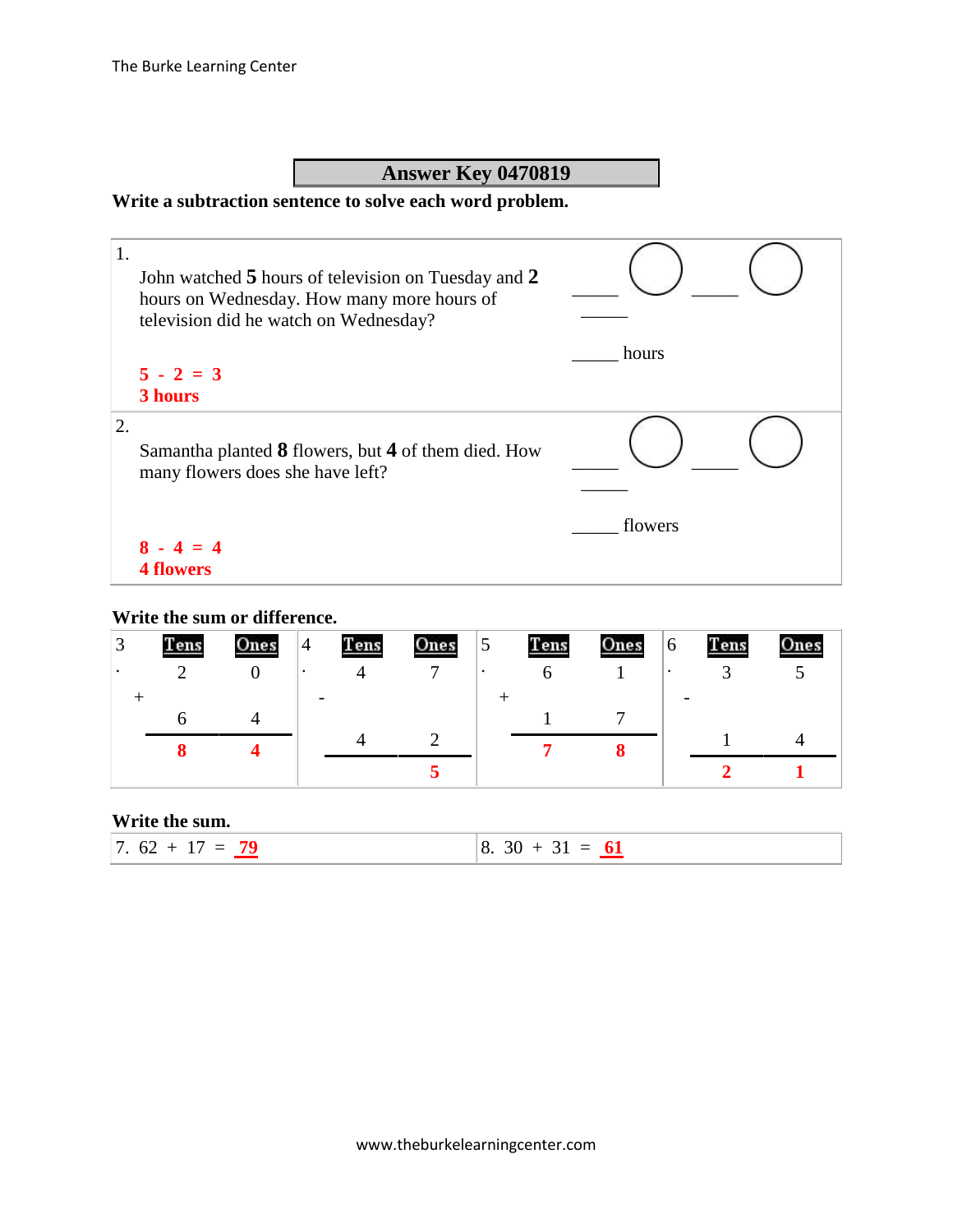The Burke Learning Center

## Answer Key 0470819

**Write a subtraction sentence to solve each word problem.**

| | |
|---|---|
| 1. John watched **5** hours of television on Tuesday and **2** hours on Wednesday. How many more hours of television did he watch on Wednesday?<br><br>**5 - 2 = 3**<br>**3 hours** | _____ ◯ _____ ◯ _____<br><br>_____ hours |
| 2. Samantha planted **8** flowers, but **4** of them died. How many flowers does she have left?<br><br>**8 - 4 = 4**<br>**4 flowers** | _____ ◯ _____ ◯ _____<br><br>_____ flowers |

**Write the sum or difference.**

| 3. | Tens | Ones | 4. | Tens | Ones | 5. | Tens | Ones | 6. | Tens | Ones |
|---|---|---|---|---|---|---|---|---|---|---|---|
| | 2 | 0 | | 4 | 7 | | 6 | 1 | | 3 | 5 |
| + | 6 | 4 | - | 4 | 2 | + | 1 | 7 | - | 1 | 4 |
| | **8** | **4** | | | **5** | | **7** | **8** | | **2** | **1** |

**Write the sum.**

| | |
|---|---|
| 7. 62 + 17 = **79** | 8. 30 + 31 = **61** |

www.theburkelearningcenter.com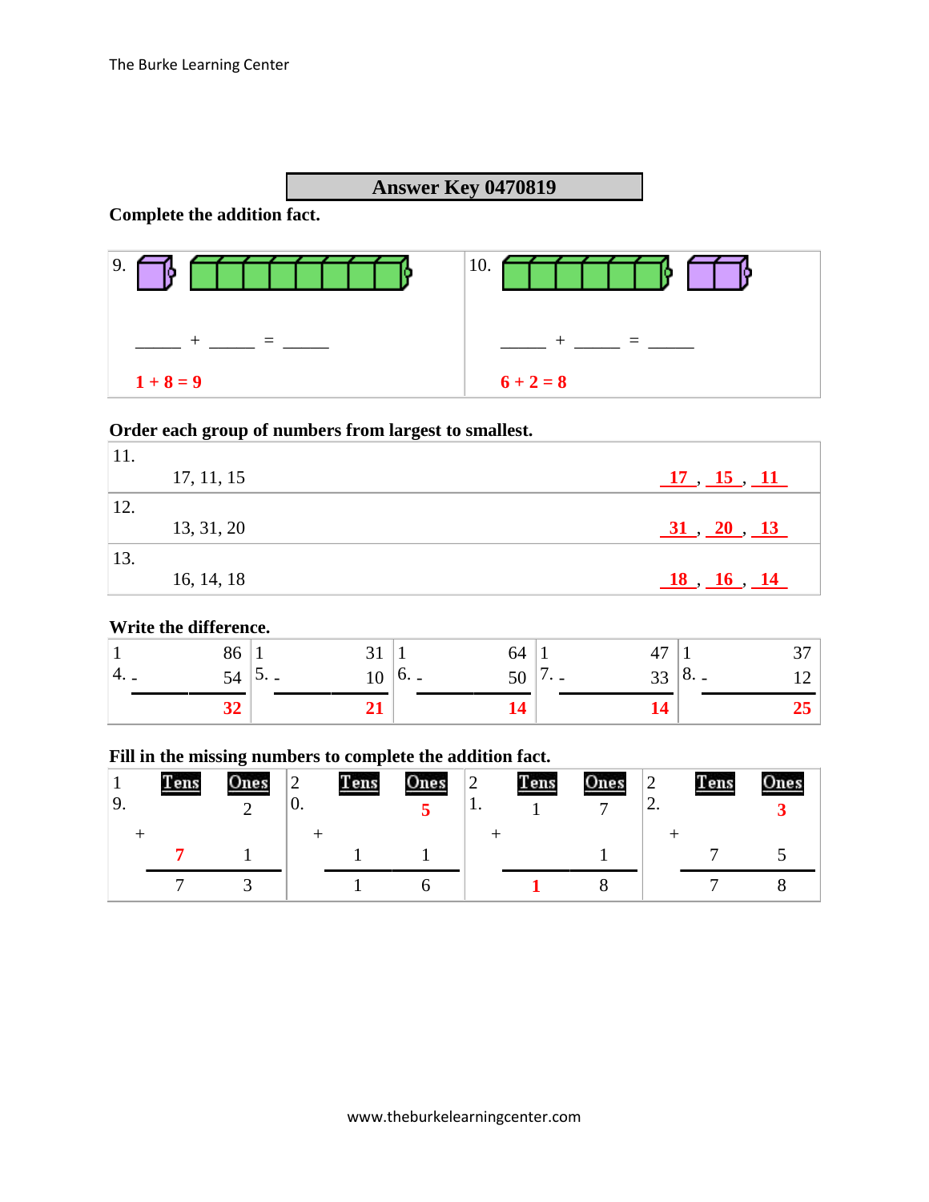## Answer Key 0470819

**Complete the addition fact.**

| | |
|---|---|
| 9. _____ + _____ = _____ **1 + 8 = 9** | 10. _____ + _____ = _____ **6 + 2 = 8** |

**Order each group of numbers from largest to smallest.**

| | |
|---|---|
| 11. 17, 11, 15 | **17**, **15**, **11** |
| 12. 13, 31, 20 | **31**, **20**, **13** |
| 13. 16, 14, 18 | **18**, **16**, **14** |

**Write the difference.**

| 14. | 15. | 16. | 17. | 18. |
|---|---|---|---|---|
| 86 | 31 | 64 | 47 | 37 |
| - 54 | - 10 | - 50 | - 33 | - 12 |
| **32** | **21** | **14** | **14** | **25** |

**Fill in the missing numbers to complete the addition fact.**

| 19. Tens | Ones | 20. Tens | Ones | 21. Tens | Ones | 22. Tens | Ones |
|---|---|---|---|---|---|---|---|
| | 2 | | **5** | 1 | 7 | | **3** |
| + **7** | 1 | + 1 | 1 | + | 1 | + 7 | 5 |
| 7 | 3 | 1 | 6 | **1** | 8 | 7 | 8 |